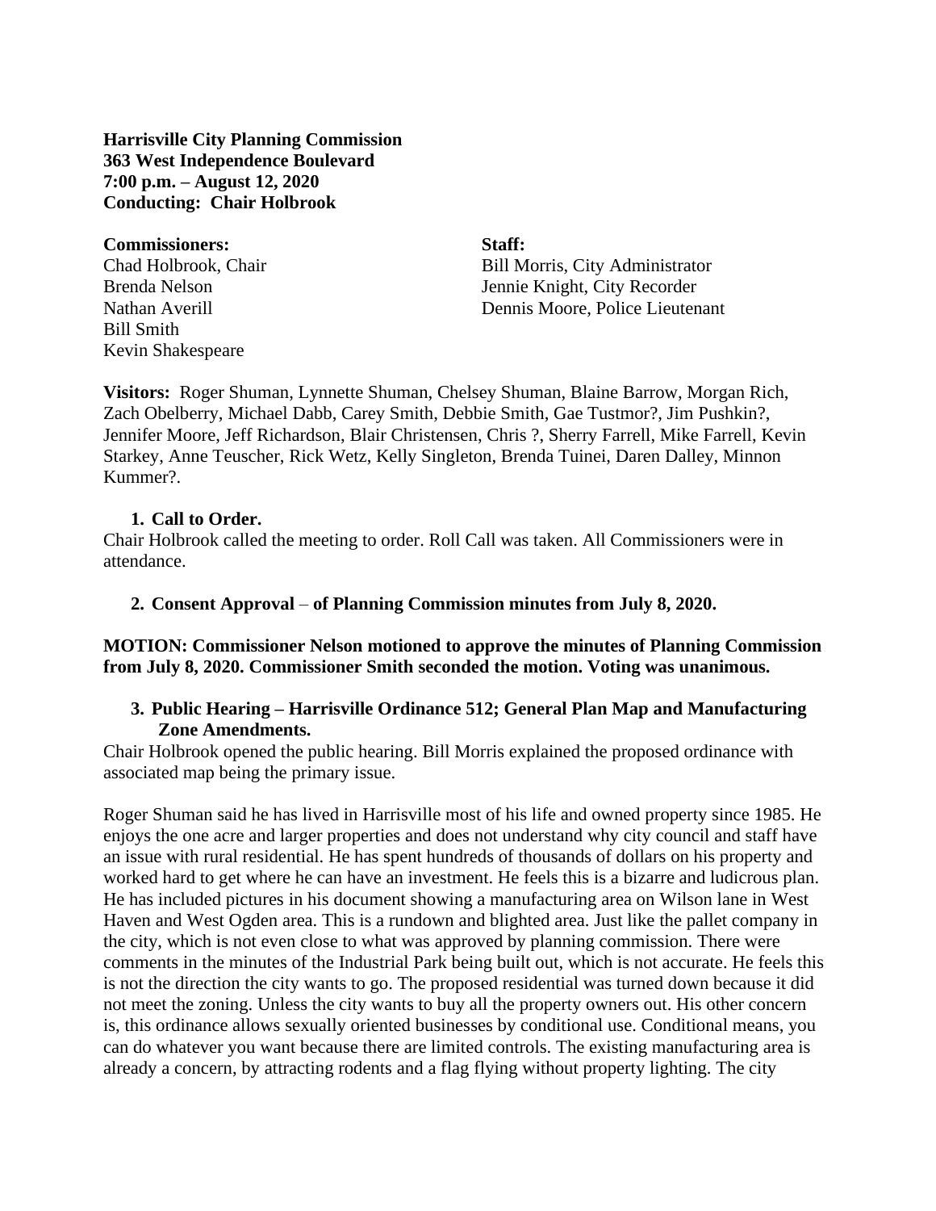**Harrisville City Planning Commission**
**363 West Independence Boulevard**
**7:00 p.m. – August 12, 2020**
**Conducting: Chair Holbrook**

**Commissioners:**
Chad Holbrook, Chair
Brenda Nelson
Nathan Averill
Bill Smith
Kevin Shakespeare

**Staff:**
Bill Morris, City Administrator
Jennie Knight, City Recorder
Dennis Moore, Police Lieutenant

**Visitors:** Roger Shuman, Lynnette Shuman, Chelsey Shuman, Blaine Barrow, Morgan Rich, Zach Obelberry, Michael Dabb, Carey Smith, Debbie Smith, Gae Tustmor?, Jim Pushkin?, Jennifer Moore, Jeff Richardson, Blair Christensen, Chris ?, Sherry Farrell, Mike Farrell, Kevin Starkey, Anne Teuscher, Rick Wetz, Kelly Singleton, Brenda Tuinei, Daren Dalley, Minnon Kummer?.

1. **Call to Order.**

Chair Holbrook called the meeting to order. Roll Call was taken. All Commissioners were in attendance.

2. **Consent Approval** – **of Planning Commission minutes from July 8, 2020.**

**MOTION: Commissioner Nelson motioned to approve the minutes of Planning Commission from July 8, 2020. Commissioner Smith seconded the motion. Voting was unanimous.**

3. **Public Hearing – Harrisville Ordinance 512; General Plan Map and Manufacturing Zone Amendments.**

Chair Holbrook opened the public hearing. Bill Morris explained the proposed ordinance with associated map being the primary issue.

Roger Shuman said he has lived in Harrisville most of his life and owned property since 1985. He enjoys the one acre and larger properties and does not understand why city council and staff have an issue with rural residential. He has spent hundreds of thousands of dollars on his property and worked hard to get where he can have an investment. He feels this is a bizarre and ludicrous plan. He has included pictures in his document showing a manufacturing area on Wilson lane in West Haven and West Ogden area. This is a rundown and blighted area. Just like the pallet company in the city, which is not even close to what was approved by planning commission. There were comments in the minutes of the Industrial Park being built out, which is not accurate. He feels this is not the direction the city wants to go. The proposed residential was turned down because it did not meet the zoning. Unless the city wants to buy all the property owners out. His other concern is, this ordinance allows sexually oriented businesses by conditional use. Conditional means, you can do whatever you want because there are limited controls. The existing manufacturing area is already a concern, by attracting rodents and a flag flying without property lighting. The city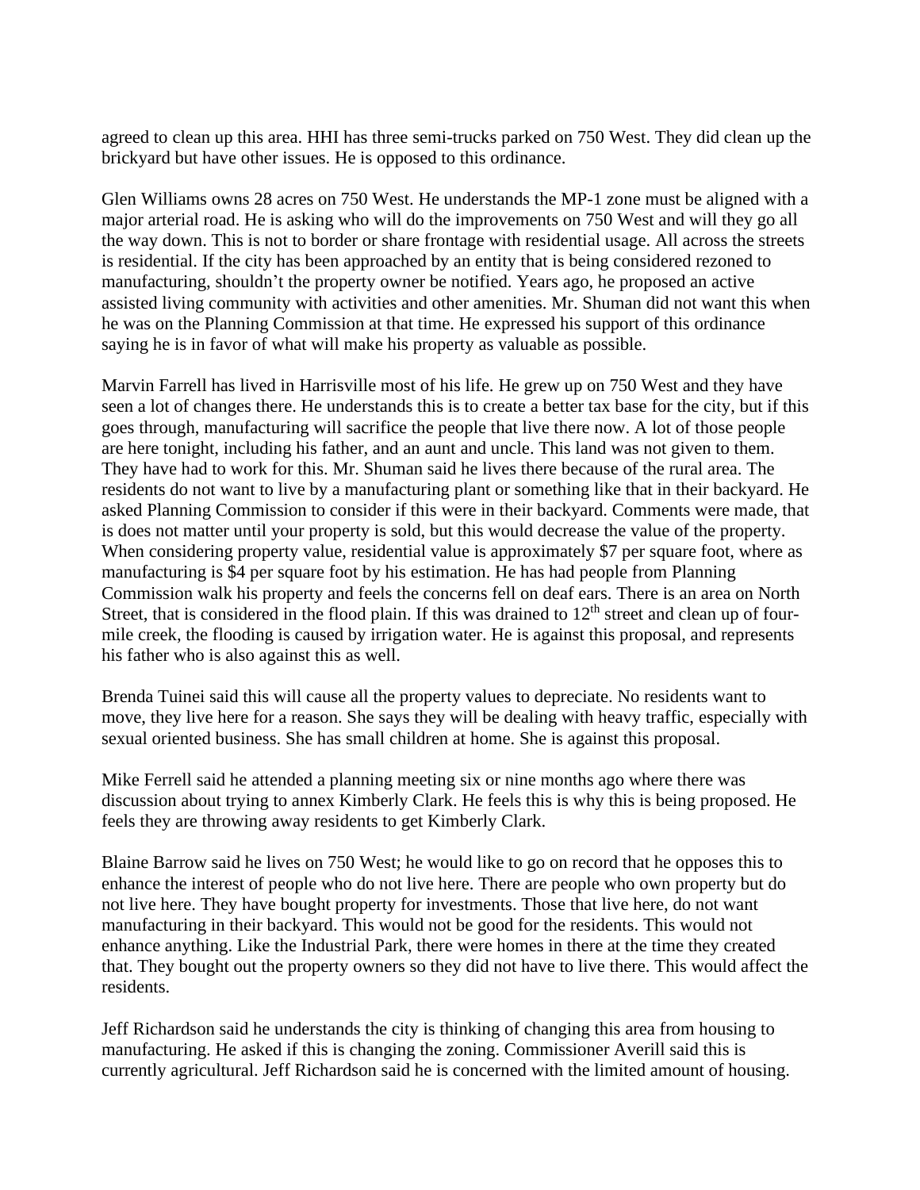agreed to clean up this area. HHI has three semi-trucks parked on 750 West. They did clean up the brickyard but have other issues. He is opposed to this ordinance.

Glen Williams owns 28 acres on 750 West. He understands the MP-1 zone must be aligned with a major arterial road. He is asking who will do the improvements on 750 West and will they go all the way down. This is not to border or share frontage with residential usage. All across the streets is residential. If the city has been approached by an entity that is being considered rezoned to manufacturing, shouldn't the property owner be notified. Years ago, he proposed an active assisted living community with activities and other amenities. Mr. Shuman did not want this when he was on the Planning Commission at that time. He expressed his support of this ordinance saying he is in favor of what will make his property as valuable as possible.

Marvin Farrell has lived in Harrisville most of his life. He grew up on 750 West and they have seen a lot of changes there. He understands this is to create a better tax base for the city, but if this goes through, manufacturing will sacrifice the people that live there now. A lot of those people are here tonight, including his father, and an aunt and uncle. This land was not given to them. They have had to work for this. Mr. Shuman said he lives there because of the rural area. The residents do not want to live by a manufacturing plant or something like that in their backyard. He asked Planning Commission to consider if this were in their backyard. Comments were made, that is does not matter until your property is sold, but this would decrease the value of the property. When considering property value, residential value is approximately $7 per square foot, where as manufacturing is $4 per square foot by his estimation. He has had people from Planning Commission walk his property and feels the concerns fell on deaf ears. There is an area on North Street, that is considered in the flood plain. If this was drained to 12th street and clean up of four-mile creek, the flooding is caused by irrigation water. He is against this proposal, and represents his father who is also against this as well.

Brenda Tuinei said this will cause all the property values to depreciate. No residents want to move, they live here for a reason. She says they will be dealing with heavy traffic, especially with sexual oriented business. She has small children at home. She is against this proposal.

Mike Ferrell said he attended a planning meeting six or nine months ago where there was discussion about trying to annex Kimberly Clark. He feels this is why this is being proposed. He feels they are throwing away residents to get Kimberly Clark.

Blaine Barrow said he lives on 750 West; he would like to go on record that he opposes this to enhance the interest of people who do not live here. There are people who own property but do not live here. They have bought property for investments. Those that live here, do not want manufacturing in their backyard. This would not be good for the residents. This would not enhance anything. Like the Industrial Park, there were homes in there at the time they created that. They bought out the property owners so they did not have to live there. This would affect the residents.

Jeff Richardson said he understands the city is thinking of changing this area from housing to manufacturing. He asked if this is changing the zoning. Commissioner Averill said this is currently agricultural. Jeff Richardson said he is concerned with the limited amount of housing.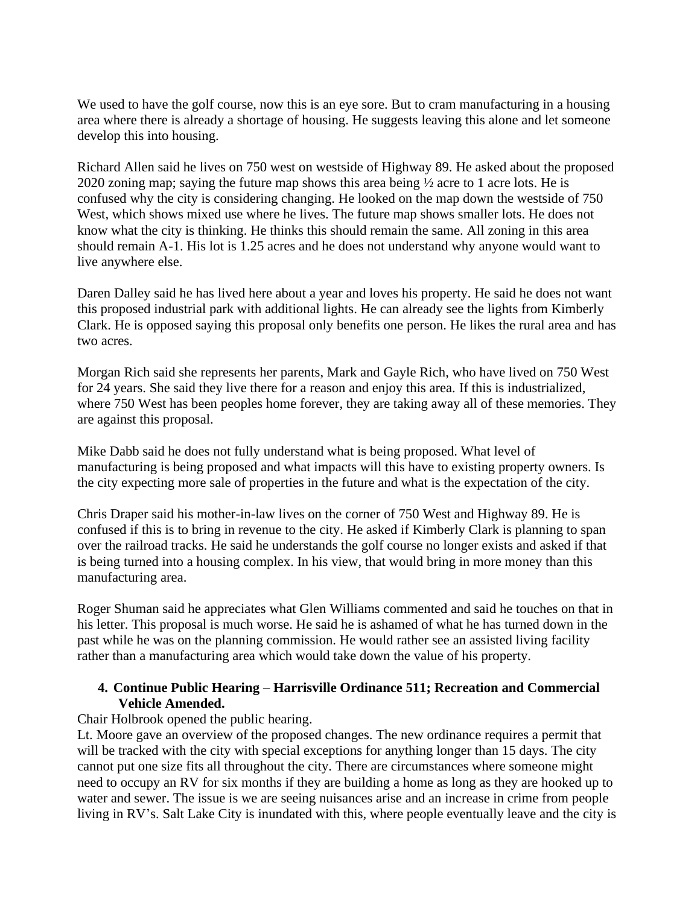We used to have the golf course, now this is an eye sore. But to cram manufacturing in a housing area where there is already a shortage of housing. He suggests leaving this alone and let someone develop this into housing.

Richard Allen said he lives on 750 west on westside of Highway 89. He asked about the proposed 2020 zoning map; saying the future map shows this area being ½ acre to 1 acre lots. He is confused why the city is considering changing. He looked on the map down the westside of 750 West, which shows mixed use where he lives. The future map shows smaller lots. He does not know what the city is thinking. He thinks this should remain the same. All zoning in this area should remain A-1. His lot is 1.25 acres and he does not understand why anyone would want to live anywhere else.

Daren Dalley said he has lived here about a year and loves his property. He said he does not want this proposed industrial park with additional lights. He can already see the lights from Kimberly Clark. He is opposed saying this proposal only benefits one person. He likes the rural area and has two acres.

Morgan Rich said she represents her parents, Mark and Gayle Rich, who have lived on 750 West for 24 years. She said they live there for a reason and enjoy this area. If this is industrialized, where 750 West has been peoples home forever, they are taking away all of these memories. They are against this proposal.

Mike Dabb said he does not fully understand what is being proposed. What level of manufacturing is being proposed and what impacts will this have to existing property owners. Is the city expecting more sale of properties in the future and what is the expectation of the city.

Chris Draper said his mother-in-law lives on the corner of 750 West and Highway 89. He is confused if this is to bring in revenue to the city. He asked if Kimberly Clark is planning to span over the railroad tracks. He said he understands the golf course no longer exists and asked if that is being turned into a housing complex. In his view, that would bring in more money than this manufacturing area.

Roger Shuman said he appreciates what Glen Williams commented and said he touches on that in his letter. This proposal is much worse. He said he is ashamed of what he has turned down in the past while he was on the planning commission. He would rather see an assisted living facility rather than a manufacturing area which would take down the value of his property.

4. **Continue Public Hearing** – **Harrisville Ordinance 511; Recreation and Commercial Vehicle Amended.**

Chair Holbrook opened the public hearing.

Lt. Moore gave an overview of the proposed changes. The new ordinance requires a permit that will be tracked with the city with special exceptions for anything longer than 15 days. The city cannot put one size fits all throughout the city. There are circumstances where someone might need to occupy an RV for six months if they are building a home as long as they are hooked up to water and sewer. The issue is we are seeing nuisances arise and an increase in crime from people living in RV's. Salt Lake City is inundated with this, where people eventually leave and the city is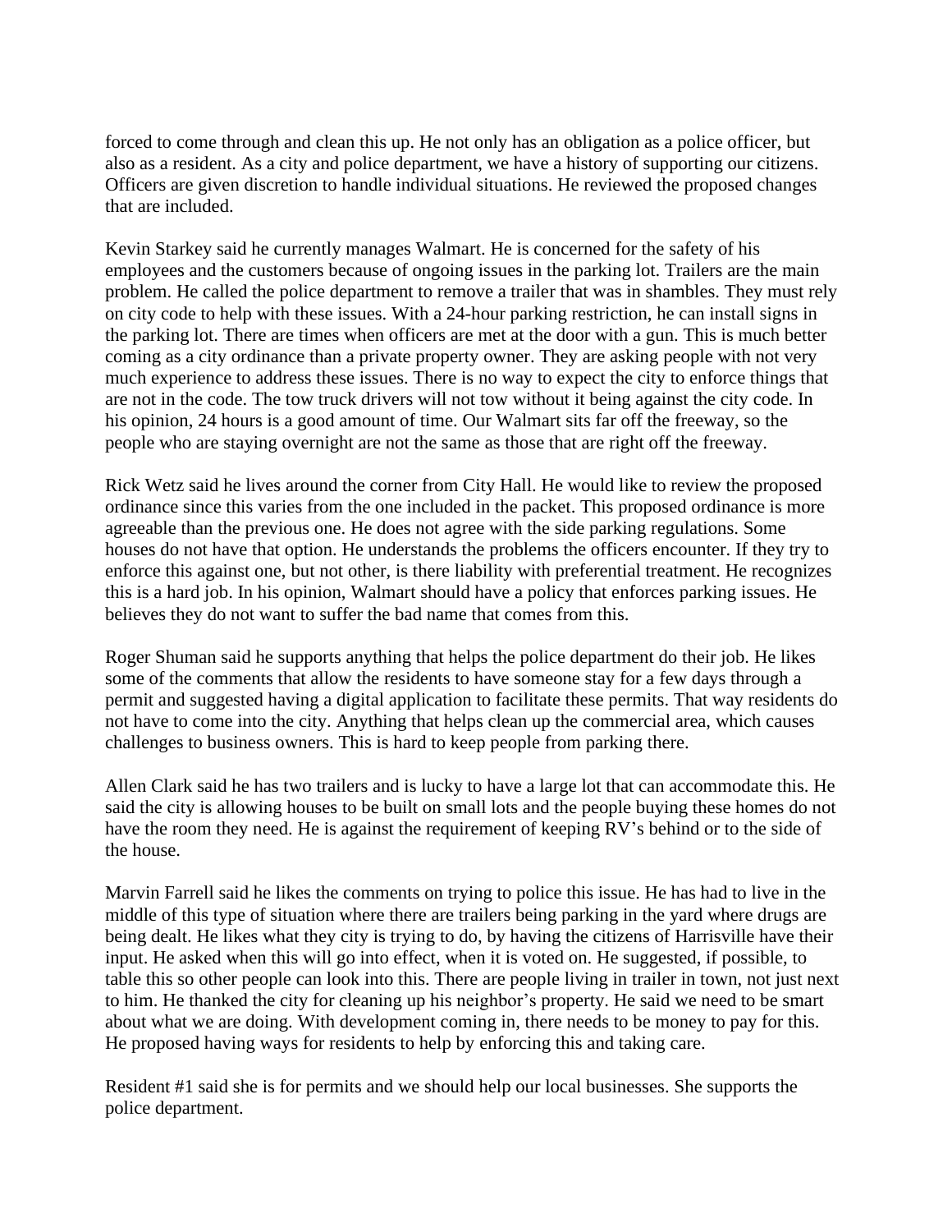forced to come through and clean this up. He not only has an obligation as a police officer, but also as a resident. As a city and police department, we have a history of supporting our citizens. Officers are given discretion to handle individual situations. He reviewed the proposed changes that are included.

Kevin Starkey said he currently manages Walmart. He is concerned for the safety of his employees and the customers because of ongoing issues in the parking lot. Trailers are the main problem. He called the police department to remove a trailer that was in shambles. They must rely on city code to help with these issues. With a 24-hour parking restriction, he can install signs in the parking lot. There are times when officers are met at the door with a gun. This is much better coming as a city ordinance than a private property owner. They are asking people with not very much experience to address these issues. There is no way to expect the city to enforce things that are not in the code. The tow truck drivers will not tow without it being against the city code. In his opinion, 24 hours is a good amount of time. Our Walmart sits far off the freeway, so the people who are staying overnight are not the same as those that are right off the freeway.

Rick Wetz said he lives around the corner from City Hall. He would like to review the proposed ordinance since this varies from the one included in the packet. This proposed ordinance is more agreeable than the previous one. He does not agree with the side parking regulations. Some houses do not have that option. He understands the problems the officers encounter. If they try to enforce this against one, but not other, is there liability with preferential treatment. He recognizes this is a hard job. In his opinion, Walmart should have a policy that enforces parking issues. He believes they do not want to suffer the bad name that comes from this.

Roger Shuman said he supports anything that helps the police department do their job. He likes some of the comments that allow the residents to have someone stay for a few days through a permit and suggested having a digital application to facilitate these permits. That way residents do not have to come into the city. Anything that helps clean up the commercial area, which causes challenges to business owners. This is hard to keep people from parking there.

Allen Clark said he has two trailers and is lucky to have a large lot that can accommodate this. He said the city is allowing houses to be built on small lots and the people buying these homes do not have the room they need. He is against the requirement of keeping RV's behind or to the side of the house.

Marvin Farrell said he likes the comments on trying to police this issue. He has had to live in the middle of this type of situation where there are trailers being parking in the yard where drugs are being dealt. He likes what they city is trying to do, by having the citizens of Harrisville have their input. He asked when this will go into effect, when it is voted on. He suggested, if possible, to table this so other people can look into this. There are people living in trailer in town, not just next to him. He thanked the city for cleaning up his neighbor's property. He said we need to be smart about what we are doing. With development coming in, there needs to be money to pay for this. He proposed having ways for residents to help by enforcing this and taking care.

Resident #1 said she is for permits and we should help our local businesses. She supports the police department.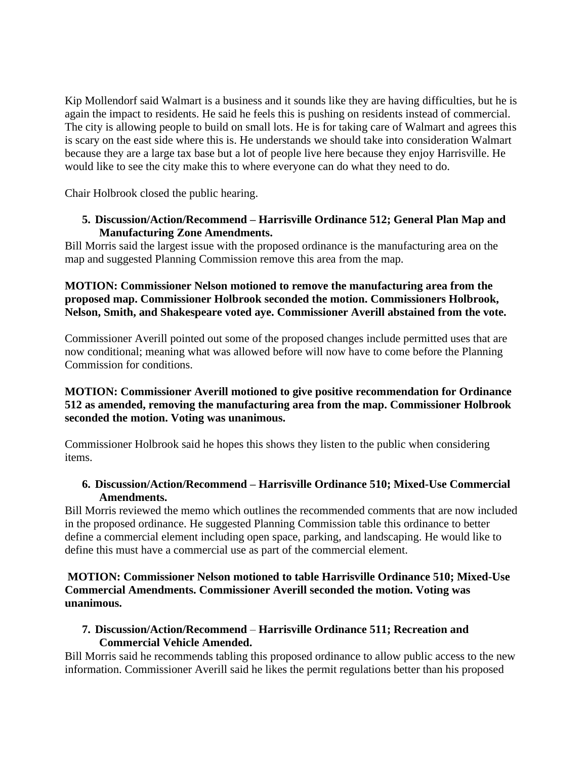Kip Mollendorf said Walmart is a business and it sounds like they are having difficulties, but he is again the impact to residents. He said he feels this is pushing on residents instead of commercial. The city is allowing people to build on small lots. He is for taking care of Walmart and agrees this is scary on the east side where this is. He understands we should take into consideration Walmart because they are a large tax base but a lot of people live here because they enjoy Harrisville. He would like to see the city make this to where everyone can do what they need to do.

Chair Holbrook closed the public hearing.

5. **Discussion/Action/Recommend – Harrisville Ordinance 512; General Plan Map and Manufacturing Zone Amendments.**

Bill Morris said the largest issue with the proposed ordinance is the manufacturing area on the map and suggested Planning Commission remove this area from the map.

**MOTION: Commissioner Nelson motioned to remove the manufacturing area from the proposed map. Commissioner Holbrook seconded the motion. Commissioners Holbrook, Nelson, Smith, and Shakespeare voted aye. Commissioner Averill abstained from the vote.**

Commissioner Averill pointed out some of the proposed changes include permitted uses that are now conditional; meaning what was allowed before will now have to come before the Planning Commission for conditions.

**MOTION: Commissioner Averill motioned to give positive recommendation for Ordinance 512 as amended, removing the manufacturing area from the map. Commissioner Holbrook seconded the motion. Voting was unanimous.**

Commissioner Holbrook said he hopes this shows they listen to the public when considering items.

6. **Discussion/Action/Recommend – Harrisville Ordinance 510; Mixed-Use Commercial Amendments.**

Bill Morris reviewed the memo which outlines the recommended comments that are now included in the proposed ordinance. He suggested Planning Commission table this ordinance to better define a commercial element including open space, parking, and landscaping. He would like to define this must have a commercial use as part of the commercial element.

**MOTION: Commissioner Nelson motioned to table Harrisville Ordinance 510; Mixed-Use Commercial Amendments. Commissioner Averill seconded the motion. Voting was unanimous.**

7. **Discussion/Action/Recommend – Harrisville Ordinance 511; Recreation and Commercial Vehicle Amended.**

Bill Morris said he recommends tabling this proposed ordinance to allow public access to the new information. Commissioner Averill said he likes the permit regulations better than his proposed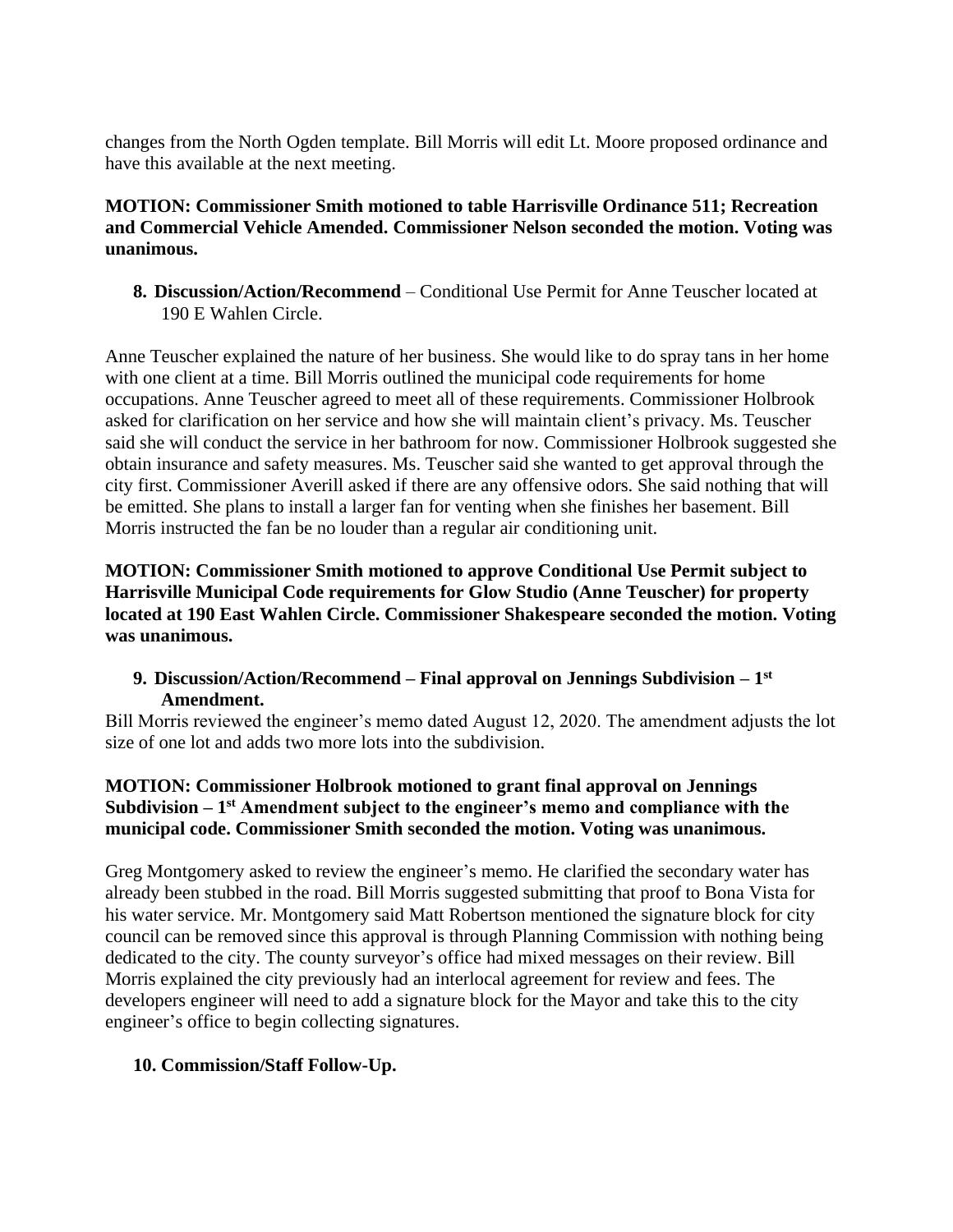changes from the North Ogden template. Bill Morris will edit Lt. Moore proposed ordinance and have this available at the next meeting.

**MOTION: Commissioner Smith motioned to table Harrisville Ordinance 511; Recreation and Commercial Vehicle Amended. Commissioner Nelson seconded the motion. Voting was unanimous.**

8. **Discussion/Action/Recommend** – Conditional Use Permit for Anne Teuscher located at 190 E Wahlen Circle.

Anne Teuscher explained the nature of her business. She would like to do spray tans in her home with one client at a time. Bill Morris outlined the municipal code requirements for home occupations. Anne Teuscher agreed to meet all of these requirements. Commissioner Holbrook asked for clarification on her service and how she will maintain client's privacy. Ms. Teuscher said she will conduct the service in her bathroom for now. Commissioner Holbrook suggested she obtain insurance and safety measures. Ms. Teuscher said she wanted to get approval through the city first. Commissioner Averill asked if there are any offensive odors. She said nothing that will be emitted. She plans to install a larger fan for venting when she finishes her basement. Bill Morris instructed the fan be no louder than a regular air conditioning unit.

**MOTION: Commissioner Smith motioned to approve Conditional Use Permit subject to Harrisville Municipal Code requirements for Glow Studio (Anne Teuscher) for property located at 190 East Wahlen Circle. Commissioner Shakespeare seconded the motion. Voting was unanimous.**

9. **Discussion/Action/Recommend – Final approval on Jennings Subdivision – 1st Amendment.**

Bill Morris reviewed the engineer's memo dated August 12, 2020. The amendment adjusts the lot size of one lot and adds two more lots into the subdivision.

**MOTION: Commissioner Holbrook motioned to grant final approval on Jennings Subdivision – 1st Amendment subject to the engineer's memo and compliance with the municipal code. Commissioner Smith seconded the motion. Voting was unanimous.**

Greg Montgomery asked to review the engineer's memo. He clarified the secondary water has already been stubbed in the road. Bill Morris suggested submitting that proof to Bona Vista for his water service. Mr. Montgomery said Matt Robertson mentioned the signature block for city council can be removed since this approval is through Planning Commission with nothing being dedicated to the city. The county surveyor's office had mixed messages on their review. Bill Morris explained the city previously had an interlocal agreement for review and fees. The developers engineer will need to add a signature block for the Mayor and take this to the city engineer's office to begin collecting signatures.

10. **Commission/Staff Follow-Up.**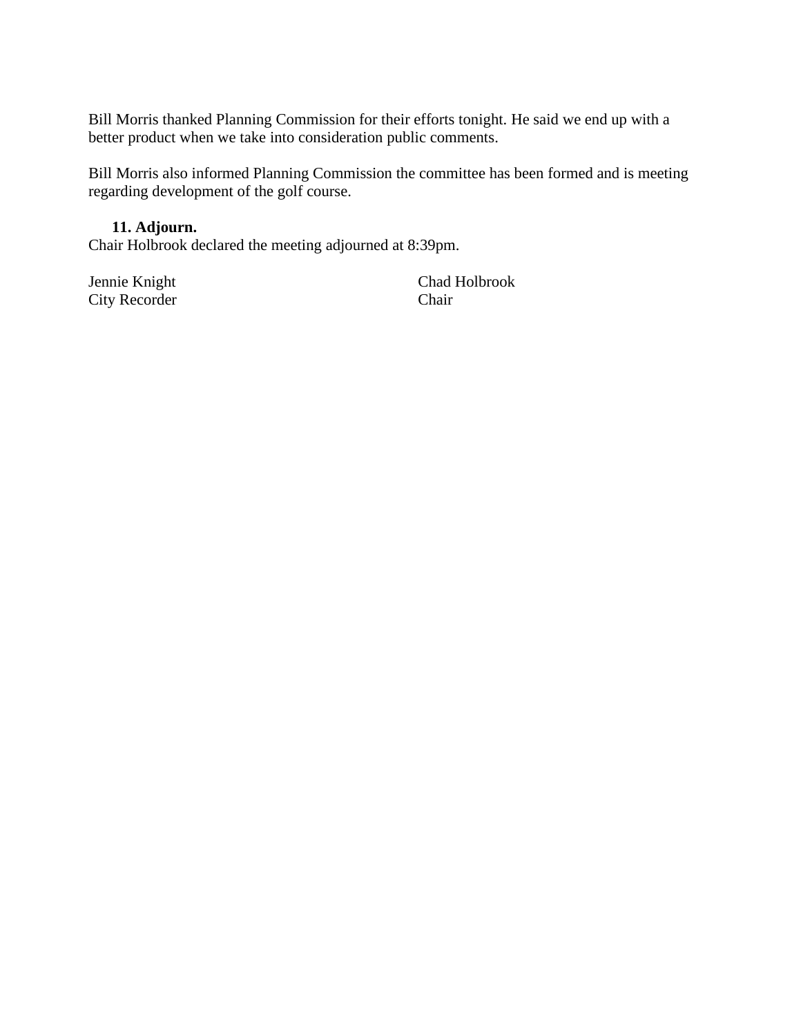Bill Morris thanked Planning Commission for their efforts tonight. He said we end up with a better product when we take into consideration public comments.

Bill Morris also informed Planning Commission the committee has been formed and is meeting regarding development of the golf course.

**11. Adjourn.**

Chair Holbrook declared the meeting adjourned at 8:39pm.

| | |
|---|---|
| Jennie Knight | Chad Holbrook |
| City Recorder | Chair |